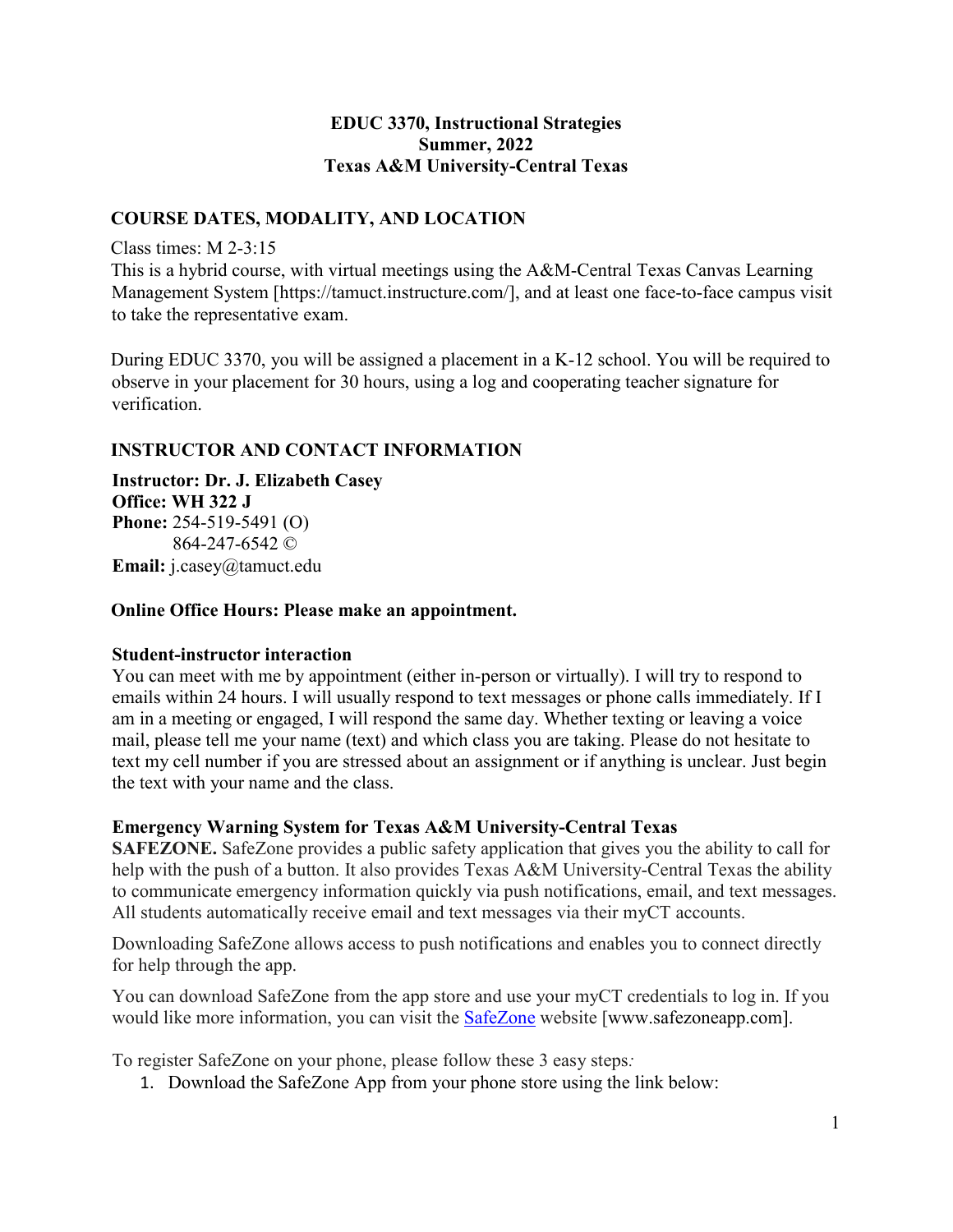**EDUC 3370, Instructional Strategies**
**Summer, 2022**
**Texas A&M University-Central Texas**

## COURSE DATES, MODALITY, AND LOCATION

Class times: M 2-3:15
This is a hybrid course, with virtual meetings using the A&M-Central Texas Canvas Learning Management System [https://tamuct.instructure.com/], and at least one face-to-face campus visit to take the representative exam.

During EDUC 3370, you will be assigned a placement in a K-12 school. You will be required to observe in your placement for 30 hours, using a log and cooperating teacher signature for verification.

## INSTRUCTOR AND CONTACT INFORMATION

**Instructor: Dr. J. Elizabeth Casey**
**Office: WH 322 J**
**Phone:** 254-519-5491 (O)
864-247-6542 ©
**Email:** j.casey@tamuct.edu

**Online Office Hours: Please make an appointment.**

### Student-instructor interaction

You can meet with me by appointment (either in-person or virtually). I will try to respond to emails within 24 hours. I will usually respond to text messages or phone calls immediately. If I am in a meeting or engaged, I will respond the same day. Whether texting or leaving a voice mail, please tell me your name (text) and which class you are taking. Please do not hesitate to text my cell number if you are stressed about an assignment or if anything is unclear. Just begin the text with your name and the class.

### Emergency Warning System for Texas A&M University-Central Texas

**SAFEZONE.** SafeZone provides a public safety application that gives you the ability to call for help with the push of a button. It also provides Texas A&M University-Central Texas the ability to communicate emergency information quickly via push notifications, email, and text messages. All students automatically receive email and text messages via their myCT accounts.

Downloading SafeZone allows access to push notifications and enables you to connect directly for help through the app.

You can download SafeZone from the app store and use your myCT credentials to log in. If you would like more information, you can visit the SafeZone website [www.safezoneapp.com].

To register SafeZone on your phone, please follow these 3 easy steps*:*

1. Download the SafeZone App from your phone store using the link below: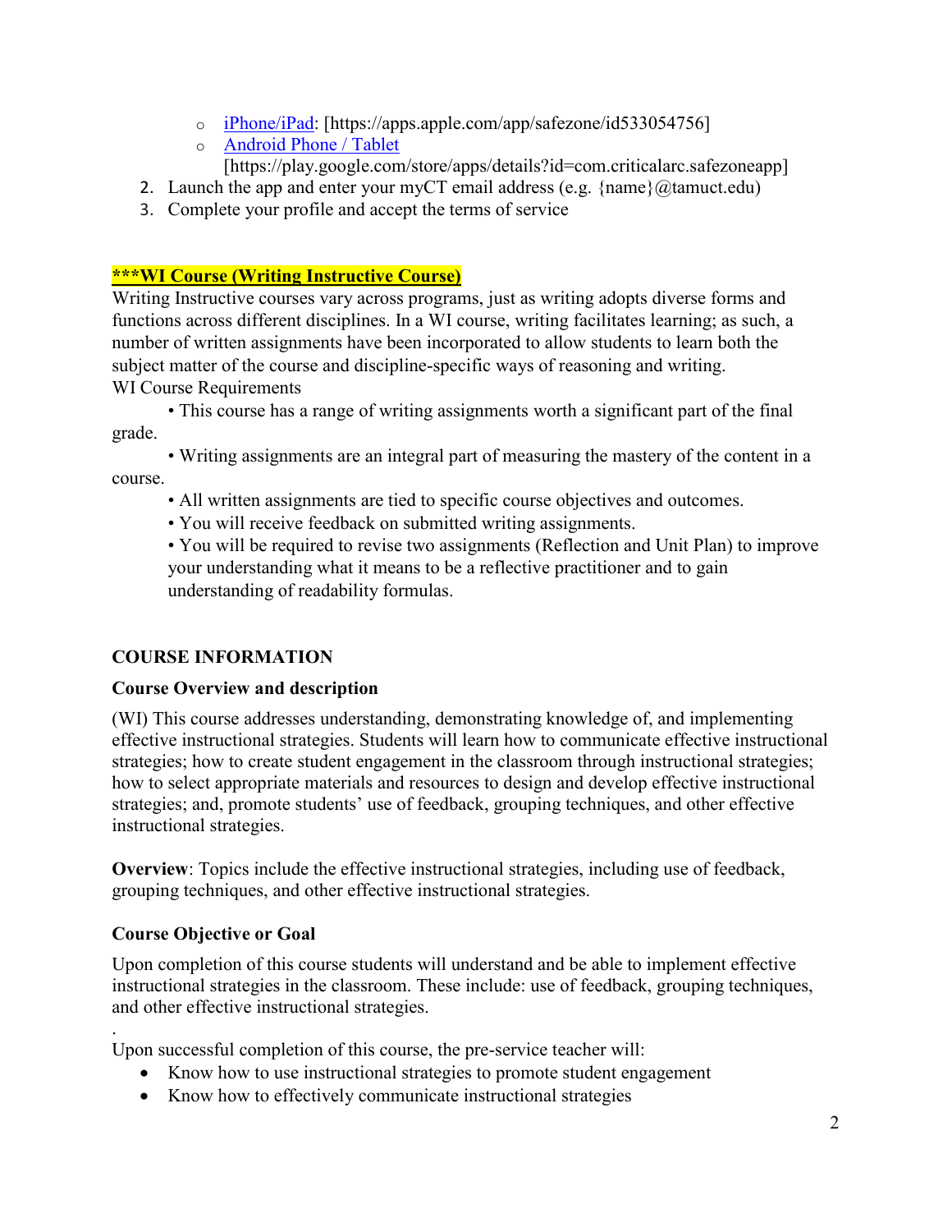- [iPhone/iPad](https://apps.apple.com/app/safezone/id533054756): [https://apps.apple.com/app/safezone/id533054756]
- [Android Phone / Tablet](https://play.google.com/store/apps/details?id=com.criticalarc.safezoneapp) [https://play.google.com/store/apps/details?id=com.criticalarc.safezoneapp]

2. Launch the app and enter your myCT email address (e.g. {name}@tamuct.edu)
3. Complete your profile and accept the terms of service

**\*\*\*WI Course (Writing Instructive Course)**

Writing Instructive courses vary across programs, just as writing adopts diverse forms and functions across different disciplines. In a WI course, writing facilitates learning; as such, a number of written assignments have been incorporated to allow students to learn both the subject matter of the course and discipline-specific ways of reasoning and writing.

WI Course Requirements

- This course has a range of writing assignments worth a significant part of the final grade.
- Writing assignments are an integral part of measuring the mastery of the content in a course.
- All written assignments are tied to specific course objectives and outcomes.
- You will receive feedback on submitted writing assignments.
- You will be required to revise two assignments (Reflection and Unit Plan) to improve your understanding what it means to be a reflective practitioner and to gain understanding of readability formulas.

## COURSE INFORMATION

### Course Overview and description

(WI) This course addresses understanding, demonstrating knowledge of, and implementing effective instructional strategies. Students will learn how to communicate effective instructional strategies; how to create student engagement in the classroom through instructional strategies; how to select appropriate materials and resources to design and develop effective instructional strategies; and, promote students' use of feedback, grouping techniques, and other effective instructional strategies.

**Overview**: Topics include the effective instructional strategies, including use of feedback, grouping techniques, and other effective instructional strategies.

### Course Objective or Goal

Upon completion of this course students will understand and be able to implement effective instructional strategies in the classroom. These include: use of feedback, grouping techniques, and other effective instructional strategies.

.

Upon successful completion of this course, the pre-service teacher will:

- Know how to use instructional strategies to promote student engagement
- Know how to effectively communicate instructional strategies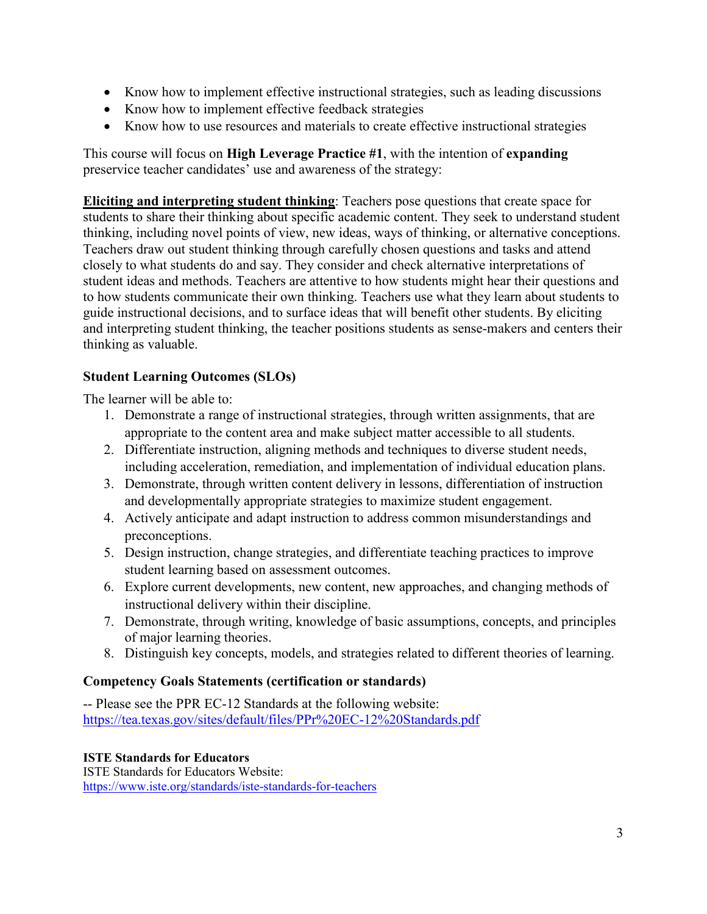- Know how to implement effective instructional strategies, such as leading discussions
- Know how to implement effective feedback strategies
- Know how to use resources and materials to create effective instructional strategies

This course will focus on **High Leverage Practice #1**, with the intention of **expanding** preservice teacher candidates' use and awareness of the strategy:

**Eliciting and interpreting student thinking**: Teachers pose questions that create space for students to share their thinking about specific academic content. They seek to understand student thinking, including novel points of view, new ideas, ways of thinking, or alternative conceptions. Teachers draw out student thinking through carefully chosen questions and tasks and attend closely to what students do and say. They consider and check alternative interpretations of student ideas and methods. Teachers are attentive to how students might hear their questions and to how students communicate their own thinking. Teachers use what they learn about students to guide instructional decisions, and to surface ideas that will benefit other students. By eliciting and interpreting student thinking, the teacher positions students as sense-makers and centers their thinking as valuable.

### Student Learning Outcomes (SLOs)

The learner will be able to:

1. Demonstrate a range of instructional strategies, through written assignments, that are appropriate to the content area and make subject matter accessible to all students.
2. Differentiate instruction, aligning methods and techniques to diverse student needs, including acceleration, remediation, and implementation of individual education plans.
3. Demonstrate, through written content delivery in lessons, differentiation of instruction and developmentally appropriate strategies to maximize student engagement.
4. Actively anticipate and adapt instruction to address common misunderstandings and preconceptions.
5. Design instruction, change strategies, and differentiate teaching practices to improve student learning based on assessment outcomes.
6. Explore current developments, new content, new approaches, and changing methods of instructional delivery within their discipline.
7. Demonstrate, through writing, knowledge of basic assumptions, concepts, and principles of major learning theories.
8. Distinguish key concepts, models, and strategies related to different theories of learning.

### Competency Goals Statements (certification or standards)

-- Please see the PPR EC-12 Standards at the following website:
https://tea.texas.gov/sites/default/files/PPr%20EC-12%20Standards.pdf

#### ISTE Standards for Educators

ISTE Standards for Educators Website:
https://www.iste.org/standards/iste-standards-for-teachers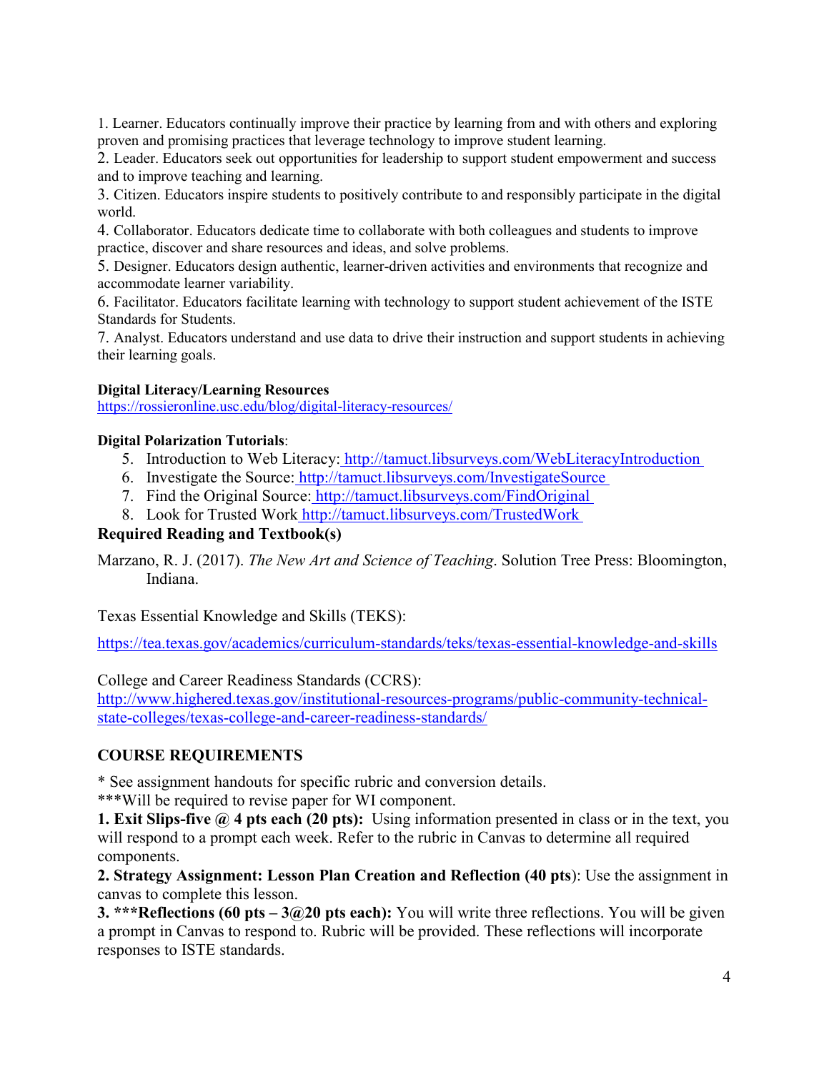1. Learner. Educators continually improve their practice by learning from and with others and exploring proven and promising practices that leverage technology to improve student learning.
2. Leader. Educators seek out opportunities for leadership to support student empowerment and success and to improve teaching and learning.
3. Citizen. Educators inspire students to positively contribute to and responsibly participate in the digital world.
4. Collaborator. Educators dedicate time to collaborate with both colleagues and students to improve practice, discover and share resources and ideas, and solve problems.
5. Designer. Educators design authentic, learner-driven activities and environments that recognize and accommodate learner variability.
6. Facilitator. Educators facilitate learning with technology to support student achievement of the ISTE Standards for Students.
7. Analyst. Educators understand and use data to drive their instruction and support students in achieving their learning goals.

**Digital Literacy/Learning Resources**
https://rossieronline.usc.edu/blog/digital-literacy-resources/

**Digital Polarization Tutorials**:

5. Introduction to Web Literacy: http://tamuct.libsurveys.com/WebLiteracyIntroduction
6. Investigate the Source: http://tamuct.libsurveys.com/InvestigateSource
7. Find the Original Source: http://tamuct.libsurveys.com/FindOriginal
8. Look for Trusted Work http://tamuct.libsurveys.com/TrustedWork

**Required Reading and Textbook(s)**

Marzano, R. J. (2017). *The New Art and Science of Teaching*. Solution Tree Press: Bloomington, Indiana.

Texas Essential Knowledge and Skills (TEKS):

https://tea.texas.gov/academics/curriculum-standards/teks/texas-essential-knowledge-and-skills

College and Career Readiness Standards (CCRS):
http://www.highered.texas.gov/institutional-resources-programs/public-community-technical-state-colleges/texas-college-and-career-readiness-standards/

## COURSE REQUIREMENTS

* See assignment handouts for specific rubric and conversion details.
***Will be required to revise paper for WI component.

**1. Exit Slips-five @ 4 pts each (20 pts):** Using information presented in class or in the text, you will respond to a prompt each week. Refer to the rubric in Canvas to determine all required components.

**2. Strategy Assignment: Lesson Plan Creation and Reflection (40 pts**): Use the assignment in canvas to complete this lesson.

**3. ***Reflections (60 pts – 3@20 pts each):** You will write three reflections. You will be given a prompt in Canvas to respond to. Rubric will be provided. These reflections will incorporate responses to ISTE standards.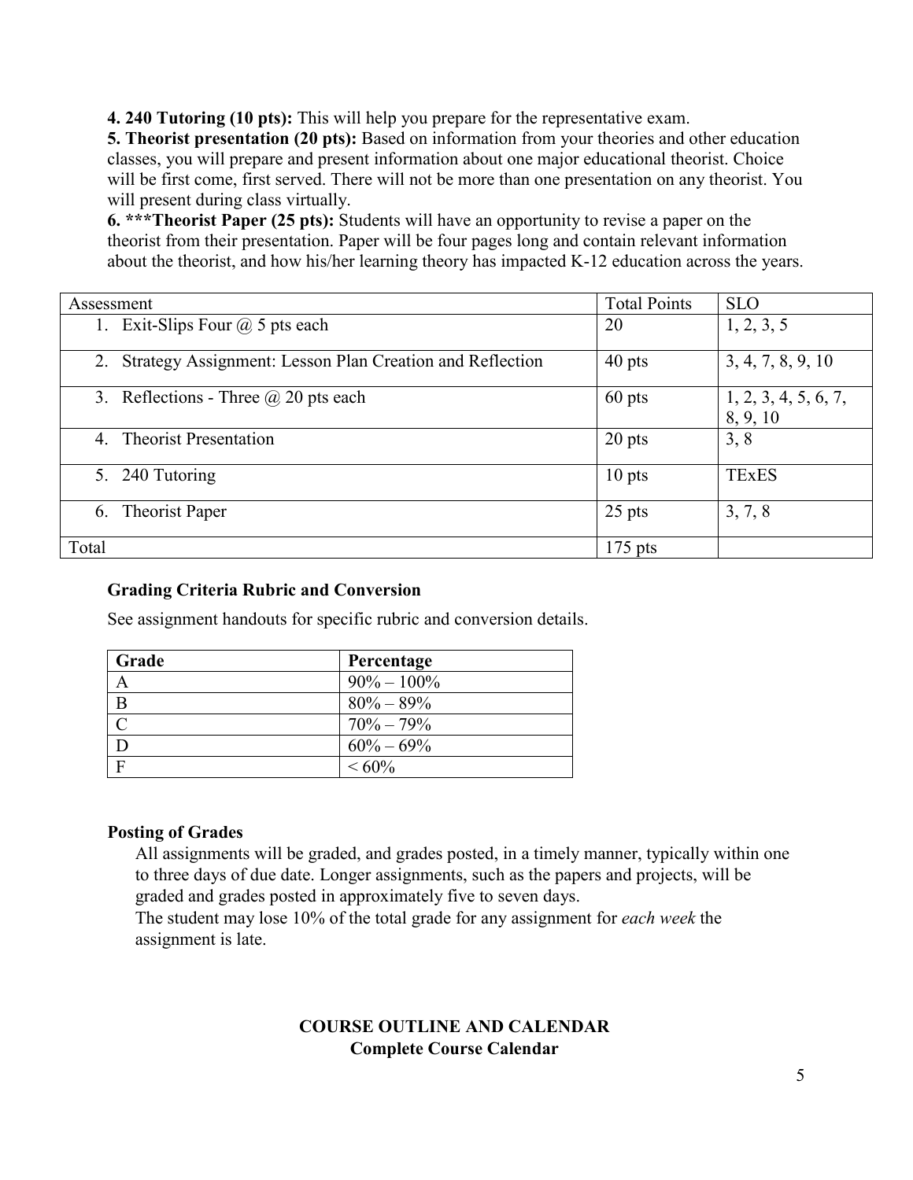**4. 240 Tutoring (10 pts):** This will help you prepare for the representative exam.

**5. Theorist presentation (20 pts):** Based on information from your theories and other education classes, you will prepare and present information about one major educational theorist. Choice will be first come, first served. There will not be more than one presentation on any theorist. You will present during class virtually.

**6. ***Theorist Paper (25 pts):** Students will have an opportunity to revise a paper on the theorist from their presentation. Paper will be four pages long and contain relevant information about the theorist, and how his/her learning theory has impacted K-12 education across the years.

| Assessment | Total Points | SLO |
|---|---|---|
| 1. Exit-Slips Four @ 5 pts each | 20 | 1, 2, 3, 5 |
| 2. Strategy Assignment: Lesson Plan Creation and Reflection | 40 pts | 3, 4, 7, 8, 9, 10 |
| 3. Reflections - Three @ 20 pts each | 60 pts | 1, 2, 3, 4, 5, 6, 7, 8, 9, 10 |
| 4. Theorist Presentation | 20 pts | 3, 8 |
| 5. 240 Tutoring | 10 pts | TExES |
| 6. Theorist Paper | 25 pts | 3, 7, 8 |
| Total | 175 pts | |

### Grading Criteria Rubric and Conversion

See assignment handouts for specific rubric and conversion details.

| Grade | Percentage |
|---|---|
| A | 90% – 100% |
| B | 80% – 89% |
| C | 70% – 79% |
| D | 60% – 69% |
| F | < 60% |

### Posting of Grades

All assignments will be graded, and grades posted, in a timely manner, typically within one to three days of due date. Longer assignments, such as the papers and projects, will be graded and grades posted in approximately five to seven days.

The student may lose 10% of the total grade for any assignment for *each week* the assignment is late.

## COURSE OUTLINE AND CALENDAR

**Complete Course Calendar**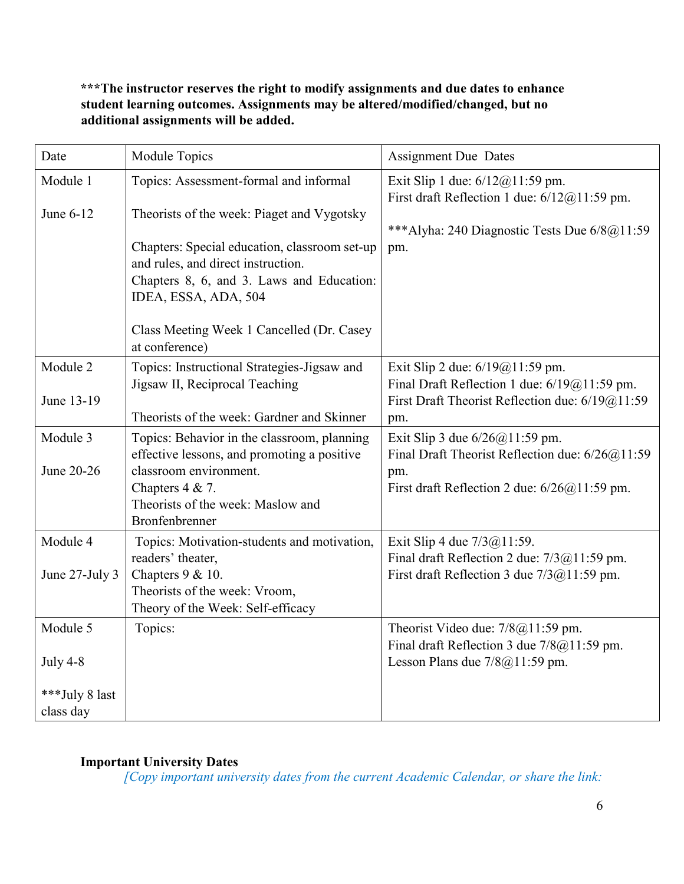**\*\*\*The instructor reserves the right to modify assignments and due dates to enhance student learning outcomes. Assignments may be altered/modified/changed, but no additional assignments will be added.**

| Date | Module Topics | Assignment Due Dates |
|---|---|---|
| Module 1<br><br>June 6-12 | Topics: Assessment-formal and informal<br><br>Theorists of the week: Piaget and Vygotsky<br><br>Chapters: Special education, classroom set-up and rules, and direct instruction.<br>Chapters 8, 6, and 3. Laws and Education: IDEA, ESSA, ADA, 504<br><br>Class Meeting Week 1 Cancelled (Dr. Casey at conference) | Exit Slip 1 due: 6/12@11:59 pm.<br>First draft Reflection 1 due: 6/12@11:59 pm.<br><br>\*\*\*Alyha: 240 Diagnostic Tests Due 6/8@11:59 pm. |
| Module 2<br><br>June 13-19 | Topics: Instructional Strategies-Jigsaw and Jigsaw II, Reciprocal Teaching<br><br>Theorists of the week: Gardner and Skinner | Exit Slip 2 due: 6/19@11:59 pm.<br>Final Draft Reflection 1 due: 6/19@11:59 pm.<br>First Draft Theorist Reflection due: 6/19@11:59 pm. |
| Module 3<br><br>June 20-26 | Topics: Behavior in the classroom, planning effective lessons, and promoting a positive classroom environment.<br>Chapters 4 & 7.<br>Theorists of the week: Maslow and Bronfenbrenner | Exit Slip 3 due 6/26@11:59 pm.<br>Final Draft Theorist Reflection due: 6/26@11:59 pm.<br>First draft Reflection 2 due: 6/26@11:59 pm. |
| Module 4<br><br>June 27-July 3 | Topics: Motivation-students and motivation, readers' theater,<br>Chapters 9 & 10.<br>Theorists of the week: Vroom,<br>Theory of the Week: Self-efficacy | Exit Slip 4 due 7/3@11:59.<br>Final draft Reflection 2 due: 7/3@11:59 pm.<br>First draft Reflection 3 due 7/3@11:59 pm. |
| Module 5<br><br>July 4-8<br><br>\*\*\*July 8 last class day | Topics: | Theorist Video due: 7/8@11:59 pm.<br>Final draft Reflection 3 due 7/8@11:59 pm.<br>Lesson Plans due 7/8@11:59 pm. |

**Important University Dates**

*[Copy important university dates from the current Academic Calendar, or share the link:*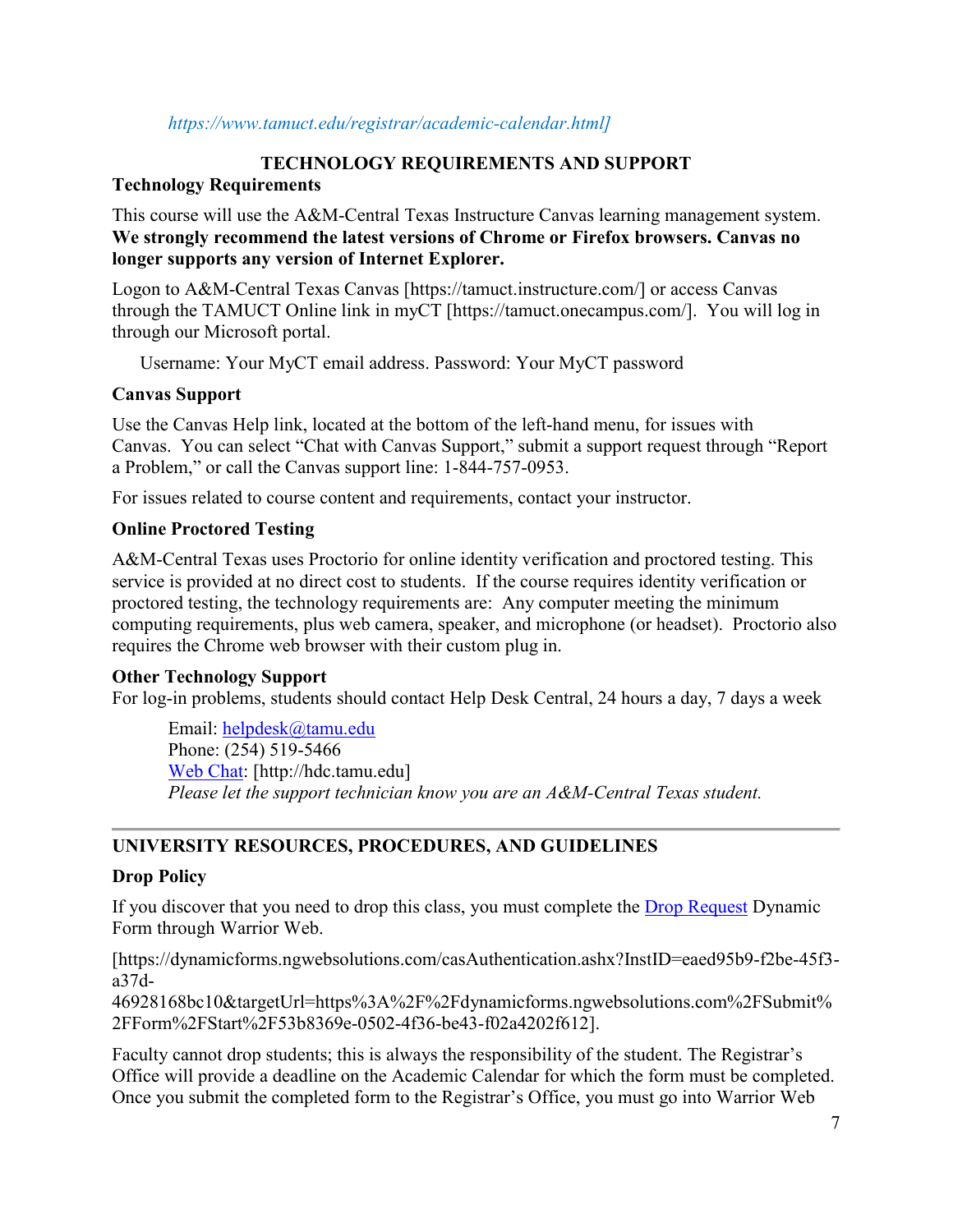*https://www.tamuct.edu/registrar/academic-calendar.html]*

## TECHNOLOGY REQUIREMENTS AND SUPPORT

### Technology Requirements

This course will use the A&M-Central Texas Instructure Canvas learning management system. **We strongly recommend the latest versions of Chrome or Firefox browsers. Canvas no longer supports any version of Internet Explorer.**

Logon to A&M-Central Texas Canvas [https://tamuct.instructure.com/] or access Canvas through the TAMUCT Online link in myCT [https://tamuct.onecampus.com/]. You will log in through our Microsoft portal.

Username: Your MyCT email address. Password: Your MyCT password

### Canvas Support

Use the Canvas Help link, located at the bottom of the left-hand menu, for issues with Canvas. You can select "Chat with Canvas Support," submit a support request through "Report a Problem," or call the Canvas support line: 1-844-757-0953.

For issues related to course content and requirements, contact your instructor.

### Online Proctored Testing

A&M-Central Texas uses Proctorio for online identity verification and proctored testing. This service is provided at no direct cost to students. If the course requires identity verification or proctored testing, the technology requirements are: Any computer meeting the minimum computing requirements, plus web camera, speaker, and microphone (or headset). Proctorio also requires the Chrome web browser with their custom plug in.

### Other Technology Support

For log-in problems, students should contact Help Desk Central, 24 hours a day, 7 days a week

Email: helpdesk@tamu.edu
Phone: (254) 519-5466
Web Chat: [http://hdc.tamu.edu]
*Please let the support technician know you are an A&M-Central Texas student.*

---

## UNIVERSITY RESOURCES, PROCEDURES, AND GUIDELINES

### Drop Policy

If you discover that you need to drop this class, you must complete the Drop Request Dynamic Form through Warrior Web.

[https://dynamicforms.ngwebsolutions.com/casAuthentication.ashx?InstID=eaed95b9-f2be-45f3-a37d-46928168bc10&targetUrl=https%3A%2F%2Fdynamicforms.ngwebsolutions.com%2FSubmit%2FForm%2FStart%2F53b8369e-0502-4f36-be43-f02a4202f612].

Faculty cannot drop students; this is always the responsibility of the student. The Registrar's Office will provide a deadline on the Academic Calendar for which the form must be completed. Once you submit the completed form to the Registrar's Office, you must go into Warrior Web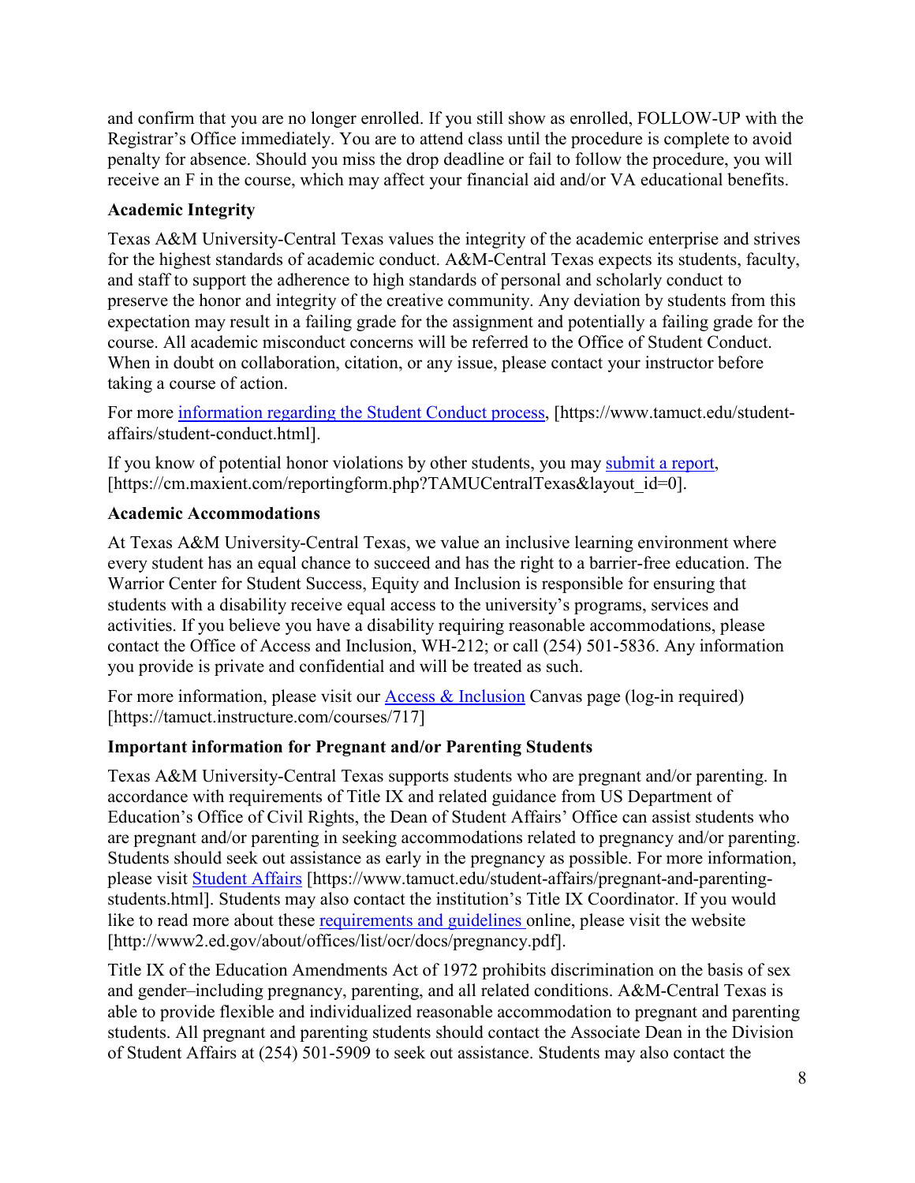and confirm that you are no longer enrolled. If you still show as enrolled, FOLLOW-UP with the Registrar's Office immediately. You are to attend class until the procedure is complete to avoid penalty for absence. Should you miss the drop deadline or fail to follow the procedure, you will receive an F in the course, which may affect your financial aid and/or VA educational benefits.

**Academic Integrity**

Texas A&M University-Central Texas values the integrity of the academic enterprise and strives for the highest standards of academic conduct. A&M-Central Texas expects its students, faculty, and staff to support the adherence to high standards of personal and scholarly conduct to preserve the honor and integrity of the creative community. Any deviation by students from this expectation may result in a failing grade for the assignment and potentially a failing grade for the course. All academic misconduct concerns will be referred to the Office of Student Conduct. When in doubt on collaboration, citation, or any issue, please contact your instructor before taking a course of action.

For more information regarding the Student Conduct process, [https://www.tamuct.edu/student-affairs/student-conduct.html].

If you know of potential honor violations by other students, you may submit a report, [https://cm.maxient.com/reportingform.php?TAMUCentralTexas&layout_id=0].

**Academic Accommodations**

At Texas A&M University-Central Texas, we value an inclusive learning environment where every student has an equal chance to succeed and has the right to a barrier-free education. The Warrior Center for Student Success, Equity and Inclusion is responsible for ensuring that students with a disability receive equal access to the university's programs, services and activities. If you believe you have a disability requiring reasonable accommodations, please contact the Office of Access and Inclusion, WH-212; or call (254) 501-5836. Any information you provide is private and confidential and will be treated as such.

For more information, please visit our Access & Inclusion Canvas page (log-in required) [https://tamuct.instructure.com/courses/717]

**Important information for Pregnant and/or Parenting Students**

Texas A&M University-Central Texas supports students who are pregnant and/or parenting. In accordance with requirements of Title IX and related guidance from US Department of Education's Office of Civil Rights, the Dean of Student Affairs' Office can assist students who are pregnant and/or parenting in seeking accommodations related to pregnancy and/or parenting. Students should seek out assistance as early in the pregnancy as possible. For more information, please visit Student Affairs [https://www.tamuct.edu/student-affairs/pregnant-and-parenting-students.html]. Students may also contact the institution's Title IX Coordinator. If you would like to read more about these requirements and guidelines online, please visit the website [http://www2.ed.gov/about/offices/list/ocr/docs/pregnancy.pdf].

Title IX of the Education Amendments Act of 1972 prohibits discrimination on the basis of sex and gender–including pregnancy, parenting, and all related conditions. A&M-Central Texas is able to provide flexible and individualized reasonable accommodation to pregnant and parenting students. All pregnant and parenting students should contact the Associate Dean in the Division of Student Affairs at (254) 501-5909 to seek out assistance. Students may also contact the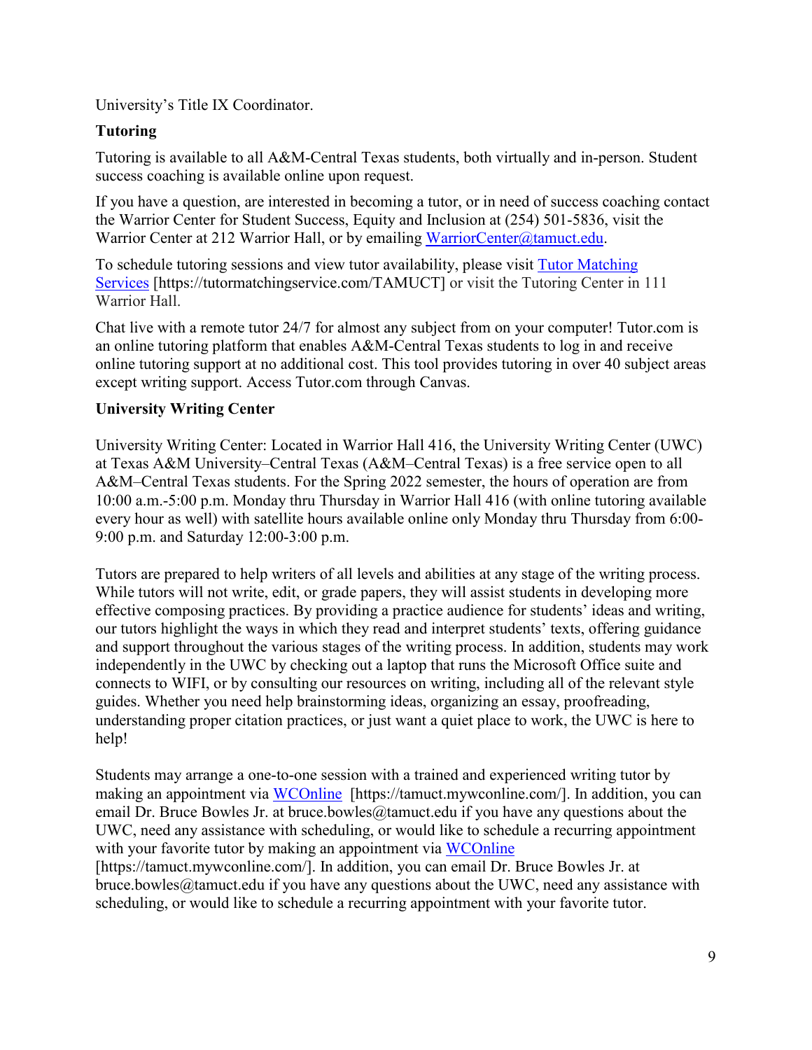University's Title IX Coordinator.

**Tutoring**

Tutoring is available to all A&M-Central Texas students, both virtually and in-person. Student success coaching is available online upon request.

If you have a question, are interested in becoming a tutor, or in need of success coaching contact the Warrior Center for Student Success, Equity and Inclusion at (254) 501-5836, visit the Warrior Center at 212 Warrior Hall, or by emailing WarriorCenter@tamuct.edu.

To schedule tutoring sessions and view tutor availability, please visit Tutor Matching Services [https://tutormatchingservice.com/TAMUCT] or visit the Tutoring Center in 111 Warrior Hall.

Chat live with a remote tutor 24/7 for almost any subject from on your computer! Tutor.com is an online tutoring platform that enables A&M-Central Texas students to log in and receive online tutoring support at no additional cost. This tool provides tutoring in over 40 subject areas except writing support. Access Tutor.com through Canvas.

**University Writing Center**

University Writing Center: Located in Warrior Hall 416, the University Writing Center (UWC) at Texas A&M University–Central Texas (A&M–Central Texas) is a free service open to all A&M–Central Texas students. For the Spring 2022 semester, the hours of operation are from 10:00 a.m.-5:00 p.m. Monday thru Thursday in Warrior Hall 416 (with online tutoring available every hour as well) with satellite hours available online only Monday thru Thursday from 6:00-9:00 p.m. and Saturday 12:00-3:00 p.m.

Tutors are prepared to help writers of all levels and abilities at any stage of the writing process. While tutors will not write, edit, or grade papers, they will assist students in developing more effective composing practices. By providing a practice audience for students' ideas and writing, our tutors highlight the ways in which they read and interpret students' texts, offering guidance and support throughout the various stages of the writing process. In addition, students may work independently in the UWC by checking out a laptop that runs the Microsoft Office suite and connects to WIFI, or by consulting our resources on writing, including all of the relevant style guides. Whether you need help brainstorming ideas, organizing an essay, proofreading, understanding proper citation practices, or just want a quiet place to work, the UWC is here to help!

Students may arrange a one-to-one session with a trained and experienced writing tutor by making an appointment via WCOnline [https://tamuct.mywconline.com/]. In addition, you can email Dr. Bruce Bowles Jr. at bruce.bowles@tamuct.edu if you have any questions about the UWC, need any assistance with scheduling, or would like to schedule a recurring appointment with your favorite tutor by making an appointment via WCOnline [https://tamuct.mywconline.com/]. In addition, you can email Dr. Bruce Bowles Jr. at bruce.bowles@tamuct.edu if you have any questions about the UWC, need any assistance with scheduling, or would like to schedule a recurring appointment with your favorite tutor.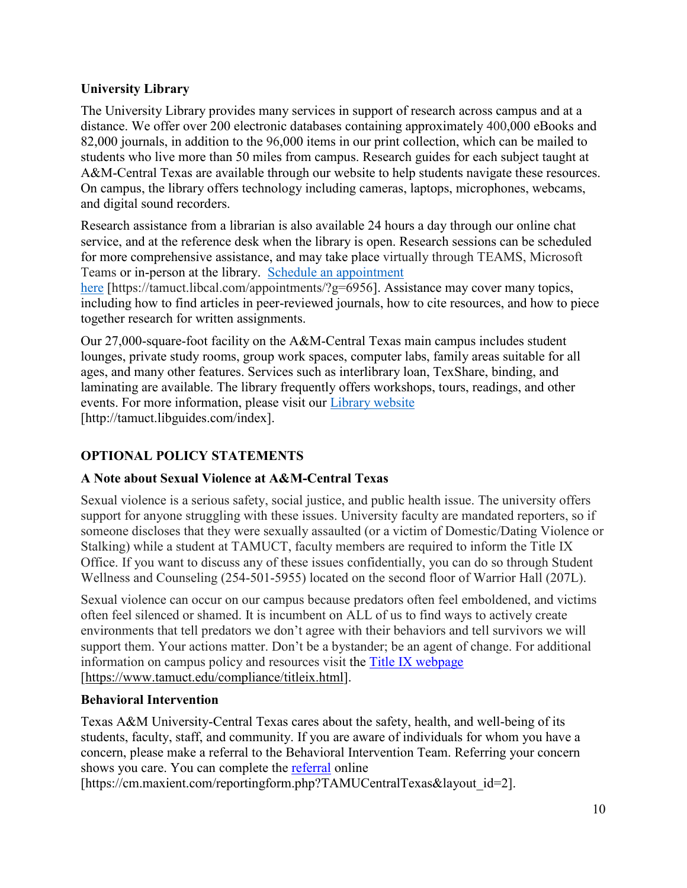### University Library

The University Library provides many services in support of research across campus and at a distance. We offer over 200 electronic databases containing approximately 400,000 eBooks and 82,000 journals, in addition to the 96,000 items in our print collection, which can be mailed to students who live more than 50 miles from campus. Research guides for each subject taught at A&M-Central Texas are available through our website to help students navigate these resources. On campus, the library offers technology including cameras, laptops, microphones, webcams, and digital sound recorders.

Research assistance from a librarian is also available 24 hours a day through our online chat service, and at the reference desk when the library is open. Research sessions can be scheduled for more comprehensive assistance, and may take place virtually through TEAMS, Microsoft Teams or in-person at the library. Schedule an appointment here [https://tamuct.libcal.com/appointments/?g=6956]. Assistance may cover many topics, including how to find articles in peer-reviewed journals, how to cite resources, and how to piece together research for written assignments.

Our 27,000-square-foot facility on the A&M-Central Texas main campus includes student lounges, private study rooms, group work spaces, computer labs, family areas suitable for all ages, and many other features. Services such as interlibrary loan, TexShare, binding, and laminating are available. The library frequently offers workshops, tours, readings, and other events. For more information, please visit our Library website [http://tamuct.libguides.com/index].

## OPTIONAL POLICY STATEMENTS

### A Note about Sexual Violence at A&M-Central Texas

Sexual violence is a serious safety, social justice, and public health issue. The university offers support for anyone struggling with these issues. University faculty are mandated reporters, so if someone discloses that they were sexually assaulted (or a victim of Domestic/Dating Violence or Stalking) while a student at TAMUCT, faculty members are required to inform the Title IX Office. If you want to discuss any of these issues confidentially, you can do so through Student Wellness and Counseling (254-501-5955) located on the second floor of Warrior Hall (207L).

Sexual violence can occur on our campus because predators often feel emboldened, and victims often feel silenced or shamed. It is incumbent on ALL of us to find ways to actively create environments that tell predators we don't agree with their behaviors and tell survivors we will support them. Your actions matter. Don't be a bystander; be an agent of change. For additional information on campus policy and resources visit the Title IX webpage [https://www.tamuct.edu/compliance/titleix.html].

### Behavioral Intervention

Texas A&M University-Central Texas cares about the safety, health, and well-being of its students, faculty, staff, and community. If you are aware of individuals for whom you have a concern, please make a referral to the Behavioral Intervention Team. Referring your concern shows you care. You can complete the referral online [https://cm.maxient.com/reportingform.php?TAMUCentralTexas&layout_id=2].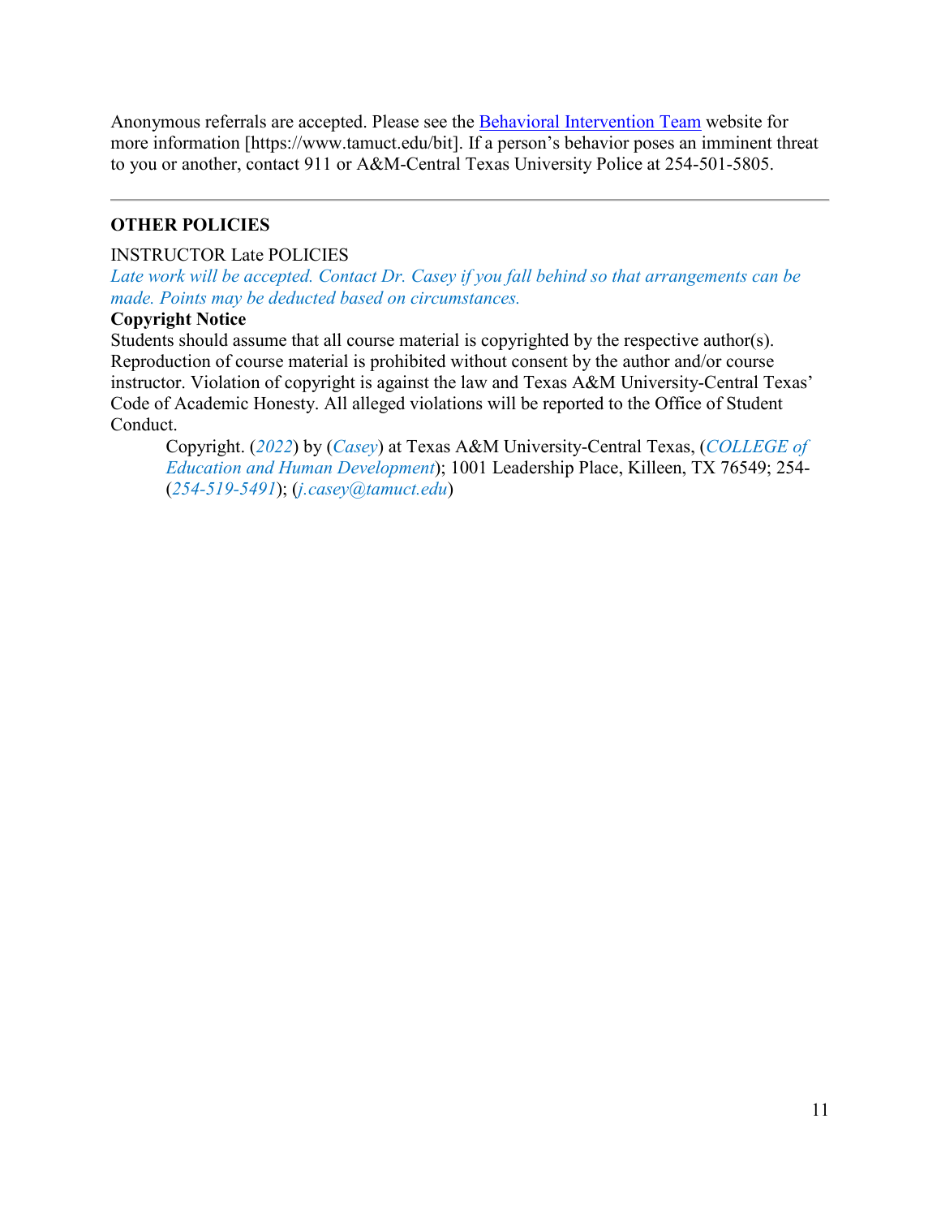Anonymous referrals are accepted. Please see the [Behavioral Intervention Team](https://www.tamuct.edu/bit) website for more information [https://www.tamuct.edu/bit]. If a person's behavior poses an imminent threat to you or another, contact 911 or A&M-Central Texas University Police at 254-501-5805.

---

**OTHER POLICIES**

INSTRUCTOR Late POLICIES

*Late work will be accepted. Contact Dr. Casey if you fall behind so that arrangements can be made. Points may be deducted based on circumstances.*

**Copyright Notice**

Students should assume that all course material is copyrighted by the respective author(s). Reproduction of course material is prohibited without consent by the author and/or course instructor. Violation of copyright is against the law and Texas A&M University-Central Texas' Code of Academic Honesty. All alleged violations will be reported to the Office of Student Conduct.

> Copyright. (*2022*) by (*Casey*) at Texas A&M University-Central Texas, (*COLLEGE of Education and Human Development*); 1001 Leadership Place, Killeen, TX 76549; 254-(*254-519-5491*); (*j.casey@tamuct.edu*)